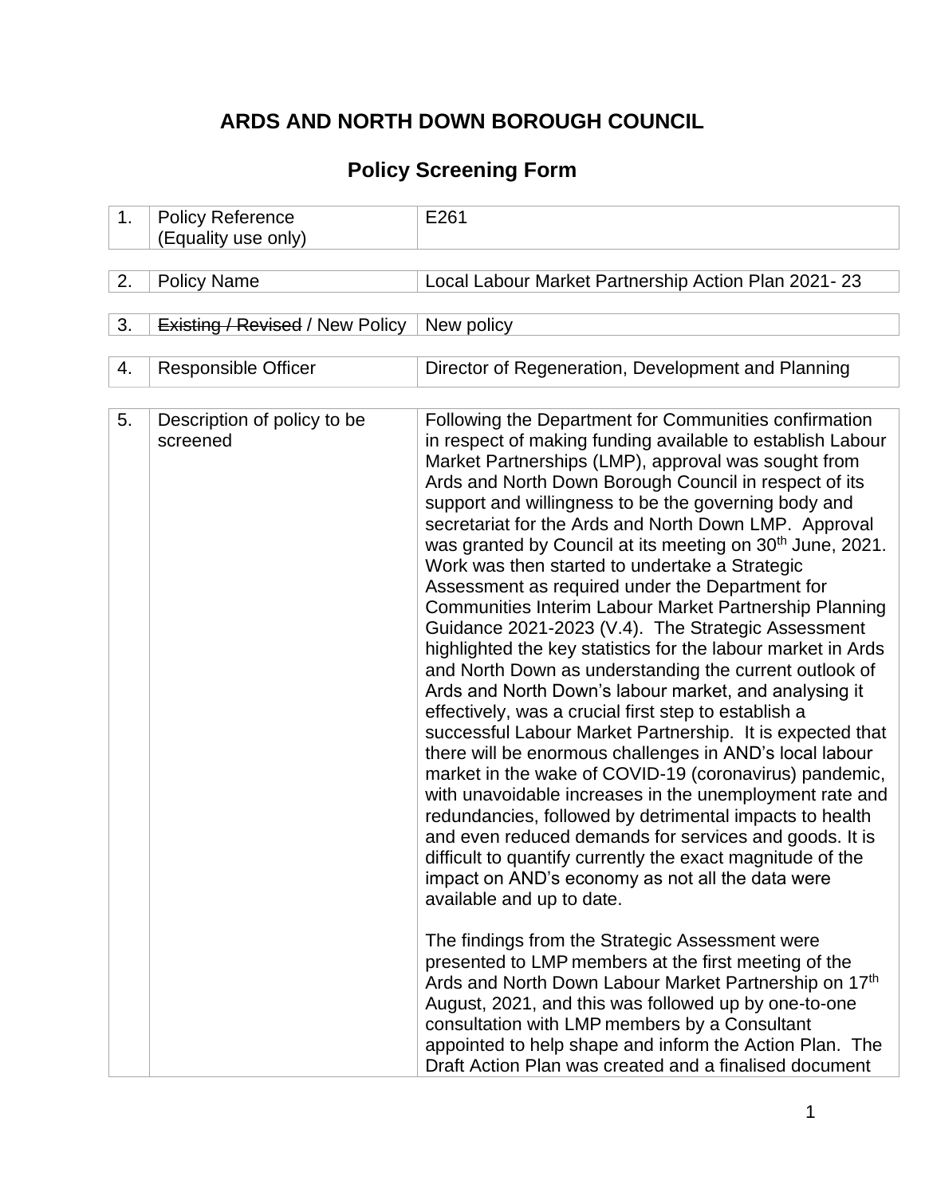# ARDS AND NORTH DOWN BOROUGH COUNCIL

## Policy Screening Form

| | | |
|---|---|---|
| 1. | Policy Reference (Equality use only) | E261 |
| 2. | Policy Name | Local Labour Market Partnership Action Plan 2021- 23 |
| 3. | ~~Existing / Revised~~ / New Policy | New policy |
| 4. | Responsible Officer | Director of Regeneration, Development and Planning |
| 5. | Description of policy to be screened | Following the Department for Communities confirmation in respect of making funding available to establish Labour Market Partnerships (LMP), approval was sought from Ards and North Down Borough Council in respect of its support and willingness to be the governing body and secretariat for the Ards and North Down LMP. Approval was granted by Council at its meeting on 30th June, 2021. Work was then started to undertake a Strategic Assessment as required under the Department for Communities Interim Labour Market Partnership Planning Guidance 2021-2023 (V.4). The Strategic Assessment highlighted the key statistics for the labour market in Ards and North Down as understanding the current outlook of Ards and North Down's labour market, and analysing it effectively, was a crucial first step to establish a successful Labour Market Partnership. It is expected that there will be enormous challenges in AND's local labour market in the wake of COVID-19 (coronavirus) pandemic, with unavoidable increases in the unemployment rate and redundancies, followed by detrimental impacts to health and even reduced demands for services and goods. It is difficult to quantify currently the exact magnitude of the impact on AND's economy as not all the data were available and up to date.<br><br>The findings from the Strategic Assessment were presented to LMP members at the first meeting of the Ards and North Down Labour Market Partnership on 17th August, 2021, and this was followed up by one-to-one consultation with LMP members by a Consultant appointed to help shape and inform the Action Plan. The Draft Action Plan was created and a finalised document |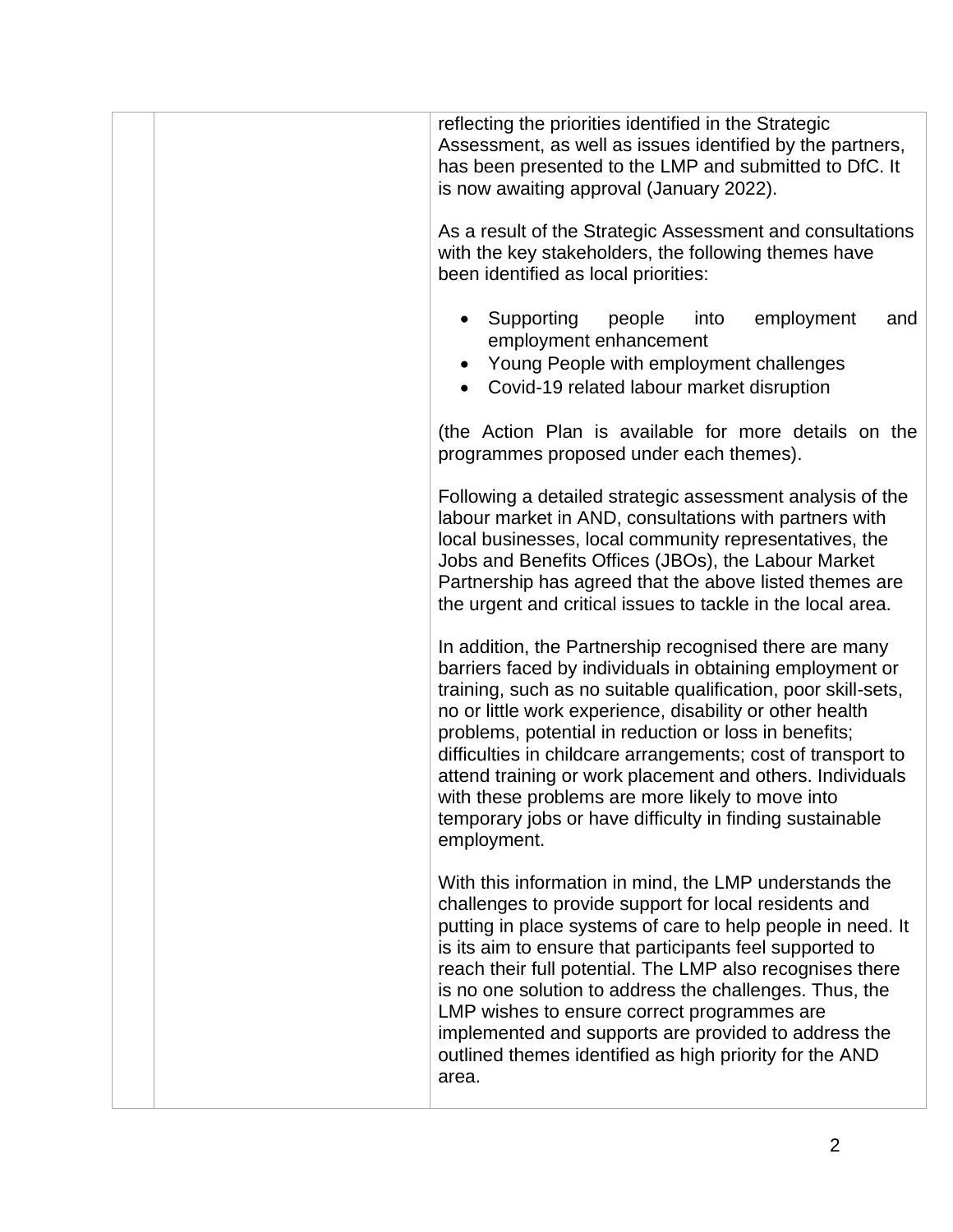| | | |
|---|---|---|
| | | reflecting the priorities identified in the Strategic Assessment, as well as issues identified by the partners, has been presented to the LMP and submitted to DfC. It is now awaiting approval (January 2022).<br><br>As a result of the Strategic Assessment and consultations with the key stakeholders, the following themes have been identified as local priorities:<br><br>• Supporting people into employment and employment enhancement<br>• Young People with employment challenges<br>• Covid-19 related labour market disruption<br><br>(the Action Plan is available for more details on the programmes proposed under each themes).<br><br>Following a detailed strategic assessment analysis of the labour market in AND, consultations with partners with local businesses, local community representatives, the Jobs and Benefits Offices (JBOs), the Labour Market Partnership has agreed that the above listed themes are the urgent and critical issues to tackle in the local area.<br><br>In addition, the Partnership recognised there are many barriers faced by individuals in obtaining employment or training, such as no suitable qualification, poor skill-sets, no or little work experience, disability or other health problems, potential in reduction or loss in benefits; difficulties in childcare arrangements; cost of transport to attend training or work placement and others. Individuals with these problems are more likely to move into temporary jobs or have difficulty in finding sustainable employment.<br><br>With this information in mind, the LMP understands the challenges to provide support for local residents and putting in place systems of care to help people in need. It is its aim to ensure that participants feel supported to reach their full potential. The LMP also recognises there is no one solution to address the challenges. Thus, the LMP wishes to ensure correct programmes are implemented and supports are provided to address the outlined themes identified as high priority for the AND area. |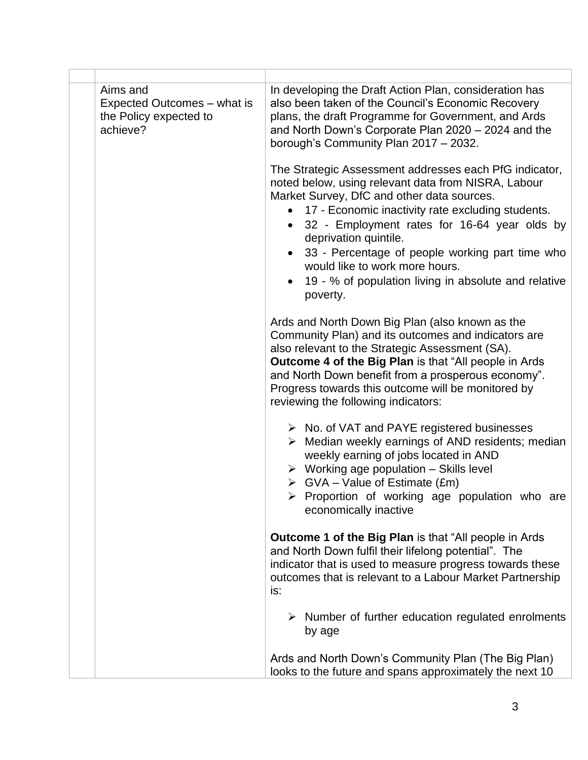| | | |
|---|---|---|
| | Aims and Expected Outcomes – what is the Policy expected to achieve? | In developing the Draft Action Plan, consideration has also been taken of the Council's Economic Recovery plans, the draft Programme for Government, and Ards and North Down's Corporate Plan 2020 – 2024 and the borough's Community Plan 2017 – 2032.<br><br>The Strategic Assessment addresses each PfG indicator, noted below, using relevant data from NISRA, Labour Market Survey, DfC and other data sources.<br>• 17 - Economic inactivity rate excluding students.<br>• 32 - Employment rates for 16-64 year olds by deprivation quintile.<br>• 33 - Percentage of people working part time who would like to work more hours.<br>• 19 - % of population living in absolute and relative poverty.<br><br>Ards and North Down Big Plan (also known as the Community Plan) and its outcomes and indicators are also relevant to the Strategic Assessment (SA). **Outcome 4 of the Big Plan** is that "All people in Ards and North Down benefit from a prosperous economy". Progress towards this outcome will be monitored by reviewing the following indicators:<br><br>➢ No. of VAT and PAYE registered businesses<br>➢ Median weekly earnings of AND residents; median weekly earning of jobs located in AND<br>➢ Working age population – Skills level<br>➢ GVA – Value of Estimate (£m)<br>➢ Proportion of working age population who are economically inactive<br><br>**Outcome 1 of the Big Plan** is that "All people in Ards and North Down fulfil their lifelong potential". The indicator that is used to measure progress towards these outcomes that is relevant to a Labour Market Partnership is:<br><br>➢ Number of further education regulated enrolments by age<br><br>Ards and North Down's Community Plan (The Big Plan) looks to the future and spans approximately the next 10 |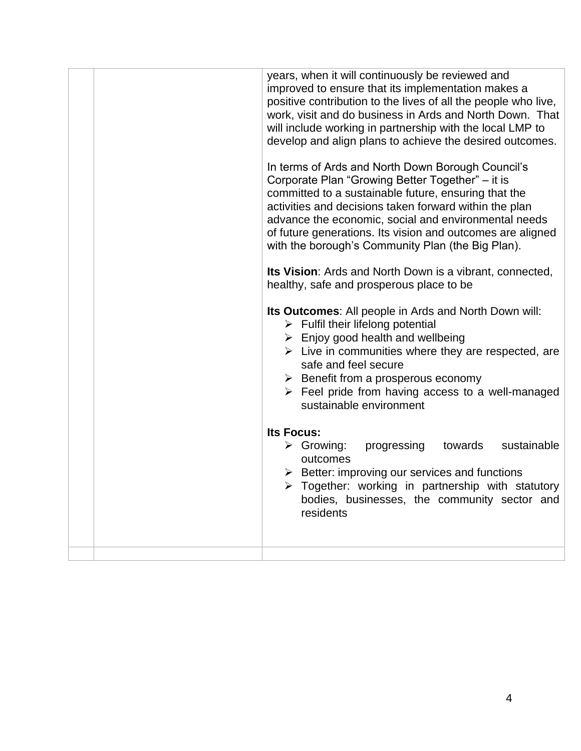| | | |
|---|---|---|
| | | years, when it will continuously be reviewed and improved to ensure that its implementation makes a positive contribution to the lives of all the people who live, work, visit and do business in Ards and North Down. That will include working in partnership with the local LMP to develop and align plans to achieve the desired outcomes.<br><br>In terms of Ards and North Down Borough Council's Corporate Plan "Growing Better Together" – it is committed to a sustainable future, ensuring that the activities and decisions taken forward within the plan advance the economic, social and environmental needs of future generations. Its vision and outcomes are aligned with the borough's Community Plan (the Big Plan).<br><br>**Its Vision**: Ards and North Down is a vibrant, connected, healthy, safe and prosperous place to be<br><br>**Its Outcomes**: All people in Ards and North Down will:<br>➢ Fulfil their lifelong potential<br>➢ Enjoy good health and wellbeing<br>➢ Live in communities where they are respected, are safe and feel secure<br>➢ Benefit from a prosperous economy<br>➢ Feel pride from having access to a well-managed sustainable environment<br><br>**Its Focus:**<br>➢ Growing: progressing towards sustainable outcomes<br>➢ Better: improving our services and functions<br>➢ Together: working in partnership with statutory bodies, businesses, the community sector and residents |
| | | |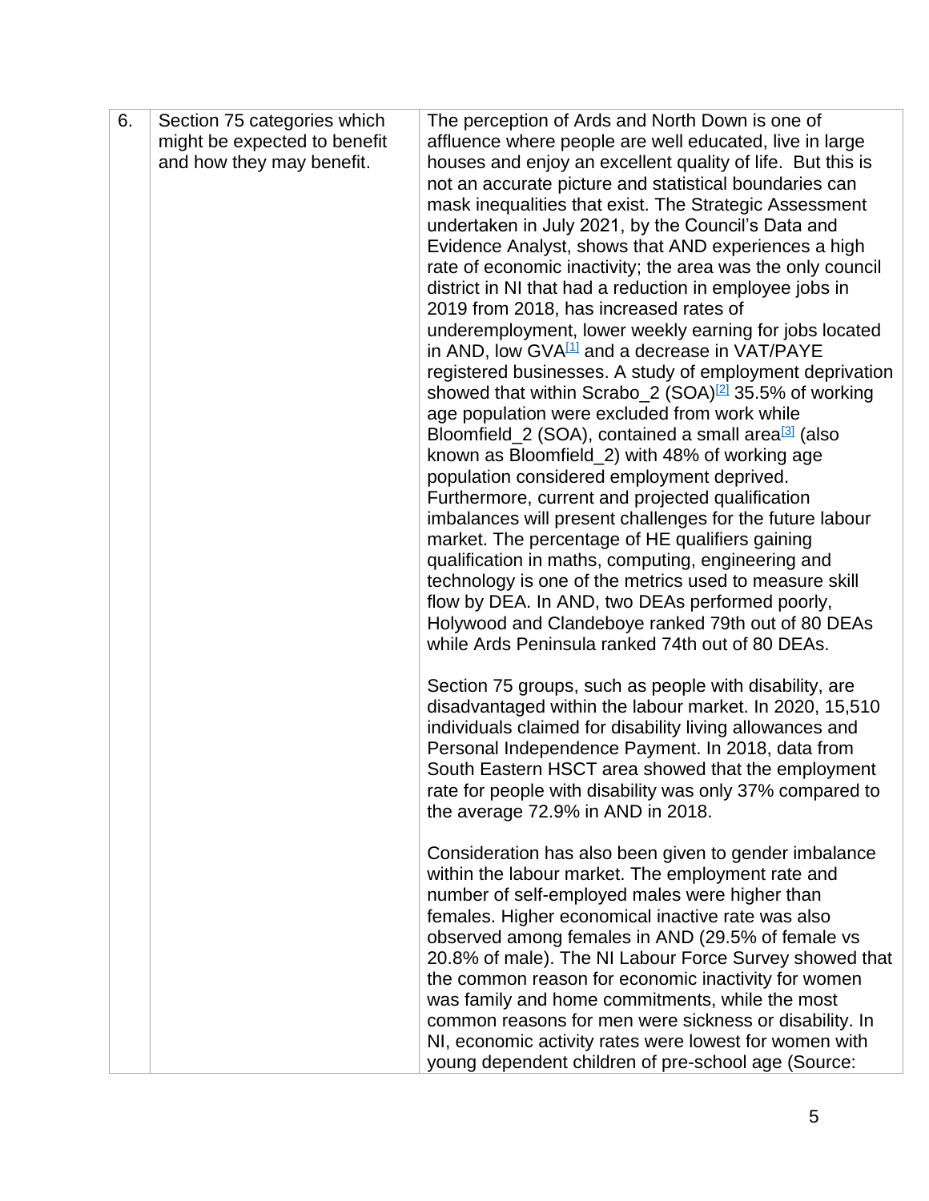| 6. | Section 75 categories which might be expected to benefit and how they may benefit. | The perception of Ards and North Down is one of affluence where people are well educated, live in large houses and enjoy an excellent quality of life. But this is not an accurate picture and statistical boundaries can mask inequalities that exist. The Strategic Assessment undertaken in July 2021, by the Council's Data and Evidence Analyst, shows that AND experiences a high rate of economic inactivity; the area was the only council district in NI that had a reduction in employee jobs in 2019 from 2018, has increased rates of underemployment, lower weekly earning for jobs located in AND, low GVA[1] and a decrease in VAT/PAYE registered businesses. A study of employment deprivation showed that within Scrabo_2 (SOA)[2] 35.5% of working age population were excluded from work while Bloomfield_2 (SOA), contained a small area[3] (also known as Bloomfield_2) with 48% of working age population considered employment deprived. Furthermore, current and projected qualification imbalances will present challenges for the future labour market. The percentage of HE qualifiers gaining qualification in maths, computing, engineering and technology is one of the metrics used to measure skill flow by DEA. In AND, two DEAs performed poorly, Holywood and Clandeboye ranked 79th out of 80 DEAs while Ards Peninsula ranked 74th out of 80 DEAs.<br><br>Section 75 groups, such as people with disability, are disadvantaged within the labour market. In 2020, 15,510 individuals claimed for disability living allowances and Personal Independence Payment. In 2018, data from South Eastern HSCT area showed that the employment rate for people with disability was only 37% compared to the average 72.9% in AND in 2018.<br><br>Consideration has also been given to gender imbalance within the labour market. The employment rate and number of self-employed males were higher than females. Higher economical inactive rate was also observed among females in AND (29.5% of female vs 20.8% of male). The NI Labour Force Survey showed that the common reason for economic inactivity for women was family and home commitments, while the most common reasons for men were sickness or disability. In NI, economic activity rates were lowest for women with young dependent children of pre-school age (Source: |
|---|---|---|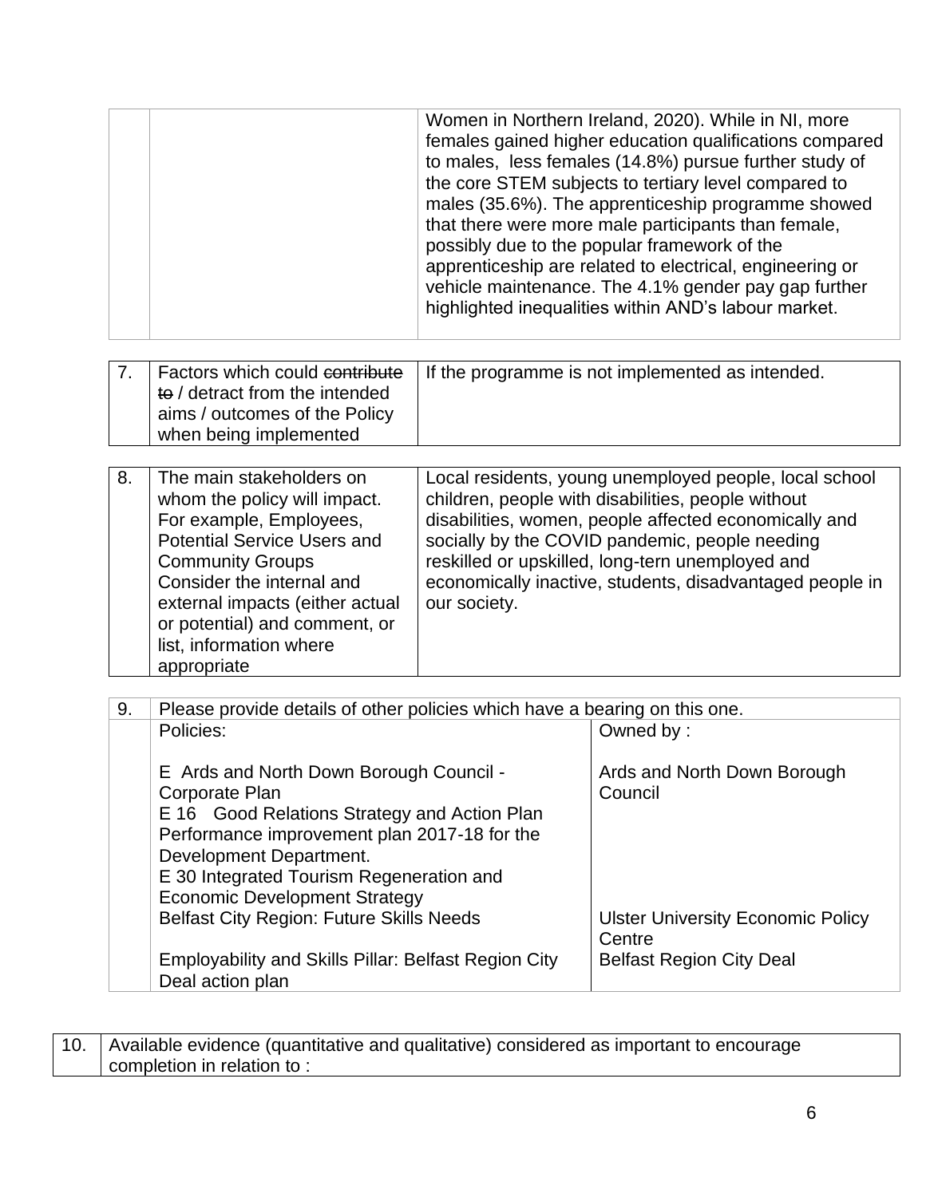| | | Women in Northern Ireland, 2020). While in NI, more females gained higher education qualifications compared to males, less females (14.8%) pursue further study of the core STEM subjects to tertiary level compared to males (35.6%). The apprenticeship programme showed that there were more male participants than female, possibly due to the popular framework of the apprenticeship are related to electrical, engineering or vehicle maintenance. The 4.1% gender pay gap further highlighted inequalities within AND's labour market. |
|---|---|---|

| | | |
|---|---|---|
| 7. | Factors which could ~~contribute to~~ / detract from the intended aims / outcomes of the Policy when being implemented | If the programme is not implemented as intended. |

| | | |
|---|---|---|
| 8. | The main stakeholders on whom the policy will impact. For example, Employees, Potential Service Users and Community Groups<br>Consider the internal and external impacts (either actual or potential) and comment, or list, information where appropriate | Local residents, young unemployed people, local school children, people with disabilities, people without disabilities, women, people affected economically and socially by the COVID pandemic, people needing reskilled or upskilled, long-tern unemployed and economically inactive, students, disadvantaged people in our society. |

| 9. | Please provide details of other policies which have a bearing on this one. | |
|---|---|---|
| | Policies: | Owned by : |
| | E Ards and North Down Borough Council - Corporate Plan<br>E 16 Good Relations Strategy and Action Plan<br>Performance improvement plan 2017-18 for the Development Department.<br>E 30 Integrated Tourism Regeneration and Economic Development Strategy | Ards and North Down Borough Council |
| | Belfast City Region: Future Skills Needs | Ulster University Economic Policy Centre |
| | Employability and Skills Pillar: Belfast Region City Deal action plan | Belfast Region City Deal |

| | |
|---|---|
| 10. | Available evidence (quantitative and qualitative) considered as important to encourage completion in relation to : |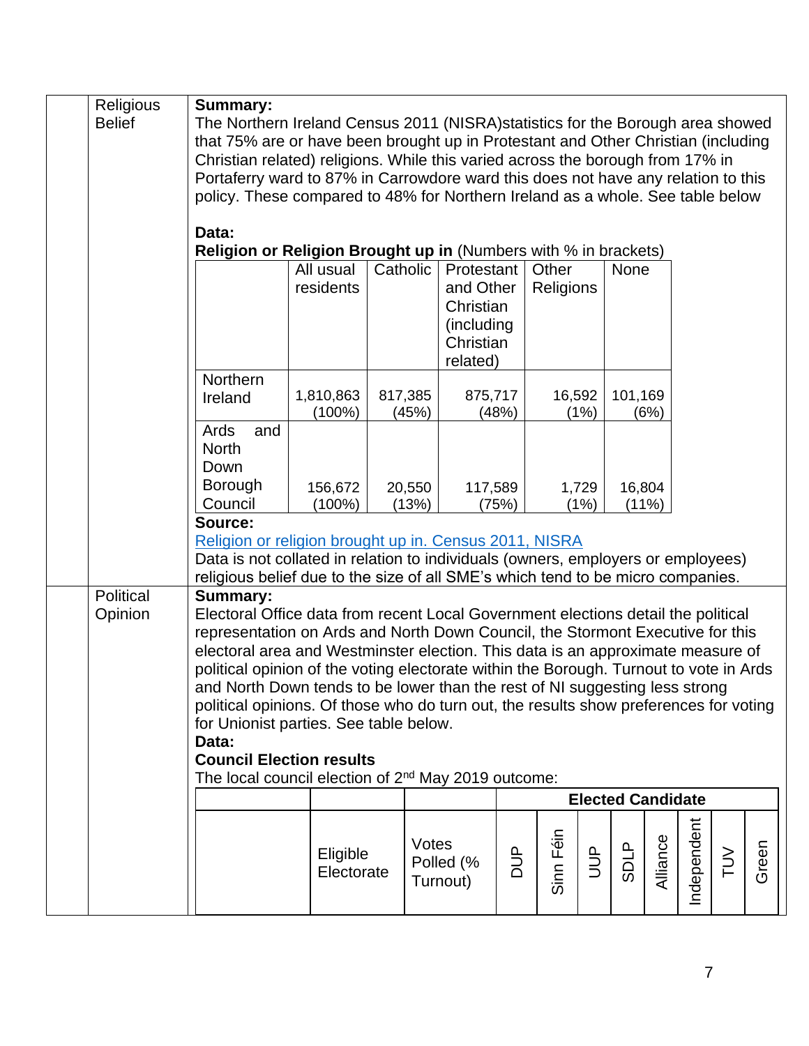**Religious Belief**

**Summary:**
The Northern Ireland Census 2011 (NISRA)statistics for the Borough area showed that 75% are or have been brought up in Protestant and Other Christian (including Christian related) religions. While this varied across the borough from 17% in Portaferry ward to 87% in Carrowdore ward this does not have any relation to this policy. These compared to 48% for Northern Ireland as a whole. See table below

**Data:**
**Religion or Religion Brought up in** (Numbers with % in brackets)

| | All usual residents | Catholic | Protestant and Other Christian (including Christian related) | Other Religions | None |
|---|---|---|---|---|---|
| Northern Ireland | 1,810,863 (100%) | 817,385 (45%) | 875,717 (48%) | 16,592 (1%) | 101,169 (6%) |
| Ards and North Down Borough Council | 156,672 (100%) | 20,550 (13%) | 117,589 (75%) | 1,729 (1%) | 16,804 (11%) |

**Source:**
[Religion or religion brought up in. Census 2011, NISRA](Religion or religion brought up in. Census 2011, NISRA)
Data is not collated in relation to individuals (owners, employers or employees) religious belief due to the size of all SME's which tend to be micro companies.

**Political Opinion**

**Summary:**
Electoral Office data from recent Local Government elections detail the political representation on Ards and North Down Council, the Stormont Executive for this electoral area and Westminster election. This data is an approximate measure of political opinion of the voting electorate within the Borough. Turnout to vote in Ards and North Down tends to be lower than the rest of NI suggesting less strong political opinions. Of those who do turn out, the results show preferences for voting for Unionist parties. See table below.

**Data:**
**Council Election results**
The local council election of 2nd May 2019 outcome:

| | Eligible Electorate | Votes Polled (% Turnout) | Elected Candidate | | | | | | | |
|---|---|---|---|---|---|---|---|---|---|---|
| | | | DUP | Sinn Féin | UUP | SDLP | Alliance | Independent | TUV | Green |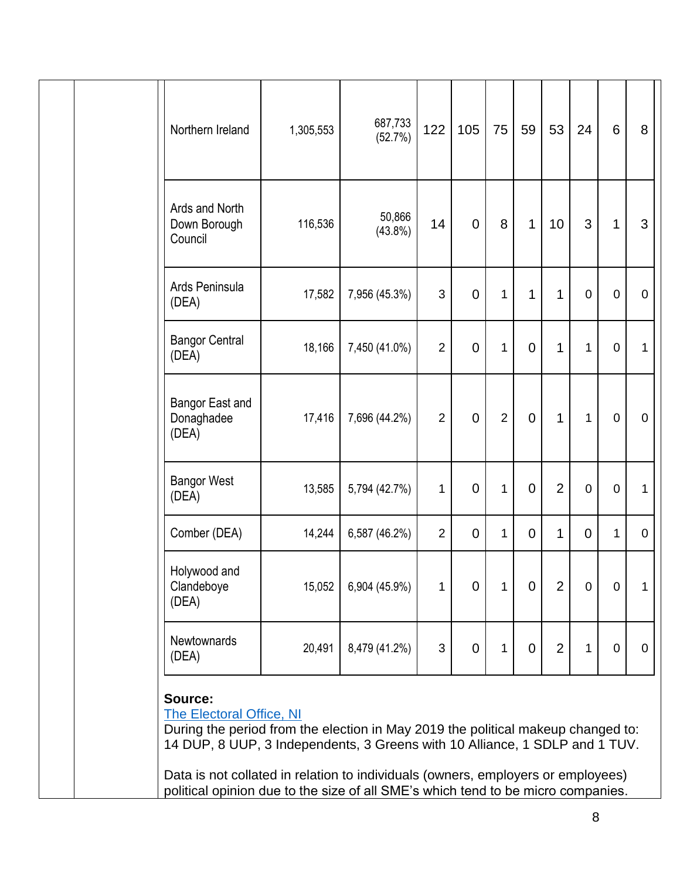| | | | | | | | | | | |
|---|---|---|---|---|---|---|---|---|---|---|
| Northern Ireland | 1,305,553 | 687,733 (52.7%) | 122 | 105 | 75 | 59 | 53 | 24 | 6 | 8 |
| Ards and North Down Borough Council | 116,536 | 50,866 (43.8%) | 14 | 0 | 8 | 1 | 10 | 3 | 1 | 3 |
| Ards Peninsula (DEA) | 17,582 | 7,956 (45.3%) | 3 | 0 | 1 | 1 | 1 | 0 | 0 | 0 |
| Bangor Central (DEA) | 18,166 | 7,450 (41.0%) | 2 | 0 | 1 | 0 | 1 | 1 | 0 | 1 |
| Bangor East and Donaghadee (DEA) | 17,416 | 7,696 (44.2%) | 2 | 0 | 2 | 0 | 1 | 1 | 0 | 0 |
| Bangor West (DEA) | 13,585 | 5,794 (42.7%) | 1 | 0 | 1 | 0 | 2 | 0 | 0 | 1 |
| Comber (DEA) | 14,244 | 6,587 (46.2%) | 2 | 0 | 1 | 0 | 1 | 0 | 1 | 0 |
| Holywood and Clandeboye (DEA) | 15,052 | 6,904 (45.9%) | 1 | 0 | 1 | 0 | 2 | 0 | 0 | 1 |
| Newtownards (DEA) | 20,491 | 8,479 (41.2%) | 3 | 0 | 1 | 0 | 2 | 1 | 0 | 0 |

**Source:**
The Electoral Office, NI
During the period from the election in May 2019 the political makeup changed to: 14 DUP, 8 UUP, 3 Independents, 3 Greens with 10 Alliance, 1 SDLP and 1 TUV.

Data is not collated in relation to individuals (owners, employers or employees) political opinion due to the size of all SME's which tend to be micro companies.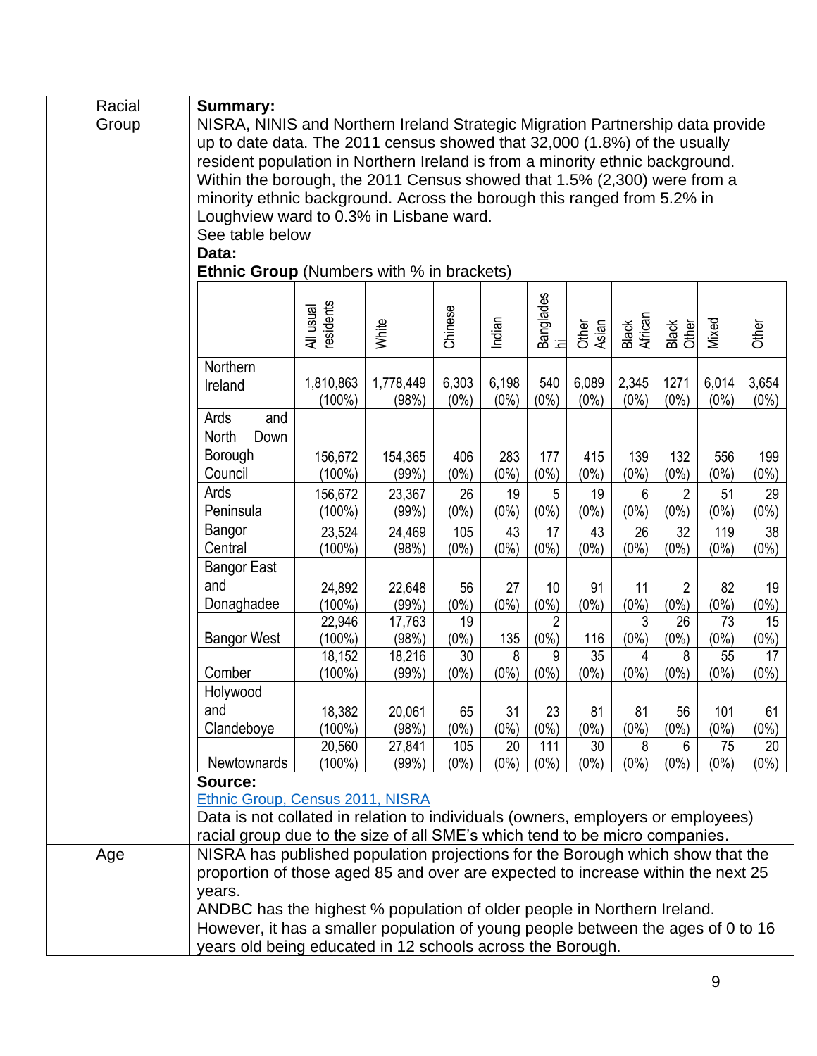**Racial Group**

**Summary:**

NISRA, NINIS and Northern Ireland Strategic Migration Partnership data provide up to date data. The 2011 census showed that 32,000 (1.8%) of the usually resident population in Northern Ireland is from a minority ethnic background. Within the borough, the 2011 Census showed that 1.5% (2,300) were from a minority ethnic background. Across the borough this ranged from 5.2% in Loughview ward to 0.3% in Lisbane ward.

See table below

**Data:**

**Ethnic Group** (Numbers with % in brackets)

| | All usual residents | White | Chinese | Indian | Bangladeshi | Other Asian | Black African | Black Other | Mixed | Other |
|---|---|---|---|---|---|---|---|---|---|---|
| Northern Ireland | 1,810,863 (100%) | 1,778,449 (98%) | 6,303 (0%) | 6,198 (0%) | 540 (0%) | 6,089 (0%) | 2,345 (0%) | 1271 (0%) | 6,014 (0%) | 3,654 (0%) |
| Ards and North Down Borough Council | 156,672 (100%) | 154,365 (99%) | 406 (0%) | 283 (0%) | 177 (0%) | 415 (0%) | 139 (0%) | 132 (0%) | 556 (0%) | 199 (0%) |
| Ards Peninsula | 156,672 (100%) | 23,367 (99%) | 26 (0%) | 19 (0%) | 5 (0%) | 19 (0%) | 6 (0%) | 2 (0%) | 51 (0%) | 29 (0%) |
| Bangor Central | 23,524 (100%) | 24,469 (98%) | 105 (0%) | 43 (0%) | 17 (0%) | 43 (0%) | 26 (0%) | 32 (0%) | 119 (0%) | 38 (0%) |
| Bangor East and Donaghadee | 24,892 (100%) | 22,648 (99%) | 56 (0%) | 27 (0%) | 10 (0%) | 91 (0%) | 11 (0%) | 2 (0%) | 82 (0%) | 19 (0%) |
| Bangor West | 22,946 (100%) | 17,763 (98%) | 19 (0%) | 135 | 2 (0%) | 116 | 3 (0%) | 26 (0%) | 73 (0%) | 15 (0%) |
| Comber | 18,152 (100%) | 18,216 (99%) | 30 (0%) | 8 (0%) | 9 (0%) | 35 (0%) | 4 (0%) | 8 (0%) | 55 (0%) | 17 (0%) |
| Holywood and Clandeboye | 18,382 (100%) | 20,061 (98%) | 65 (0%) | 31 (0%) | 23 (0%) | 81 (0%) | 81 (0%) | 56 (0%) | 101 (0%) | 61 (0%) |
| Newtownards | 20,560 (100%) | 27,841 (99%) | 105 (0%) | 20 (0%) | 111 (0%) | 30 (0%) | 8 (0%) | 6 (0%) | 75 (0%) | 20 (0%) |

**Source:**

[Ethnic Group, Census 2011, NISRA]

Data is not collated in relation to individuals (owners, employers or employees) racial group due to the size of all SME's which tend to be micro companies.

**Age**

NISRA has published population projections for the Borough which show that the proportion of those aged 85 and over are expected to increase within the next 25 years.

ANDBC has the highest % population of older people in Northern Ireland. However, it has a smaller population of young people between the ages of 0 to 16 years old being educated in 12 schools across the Borough.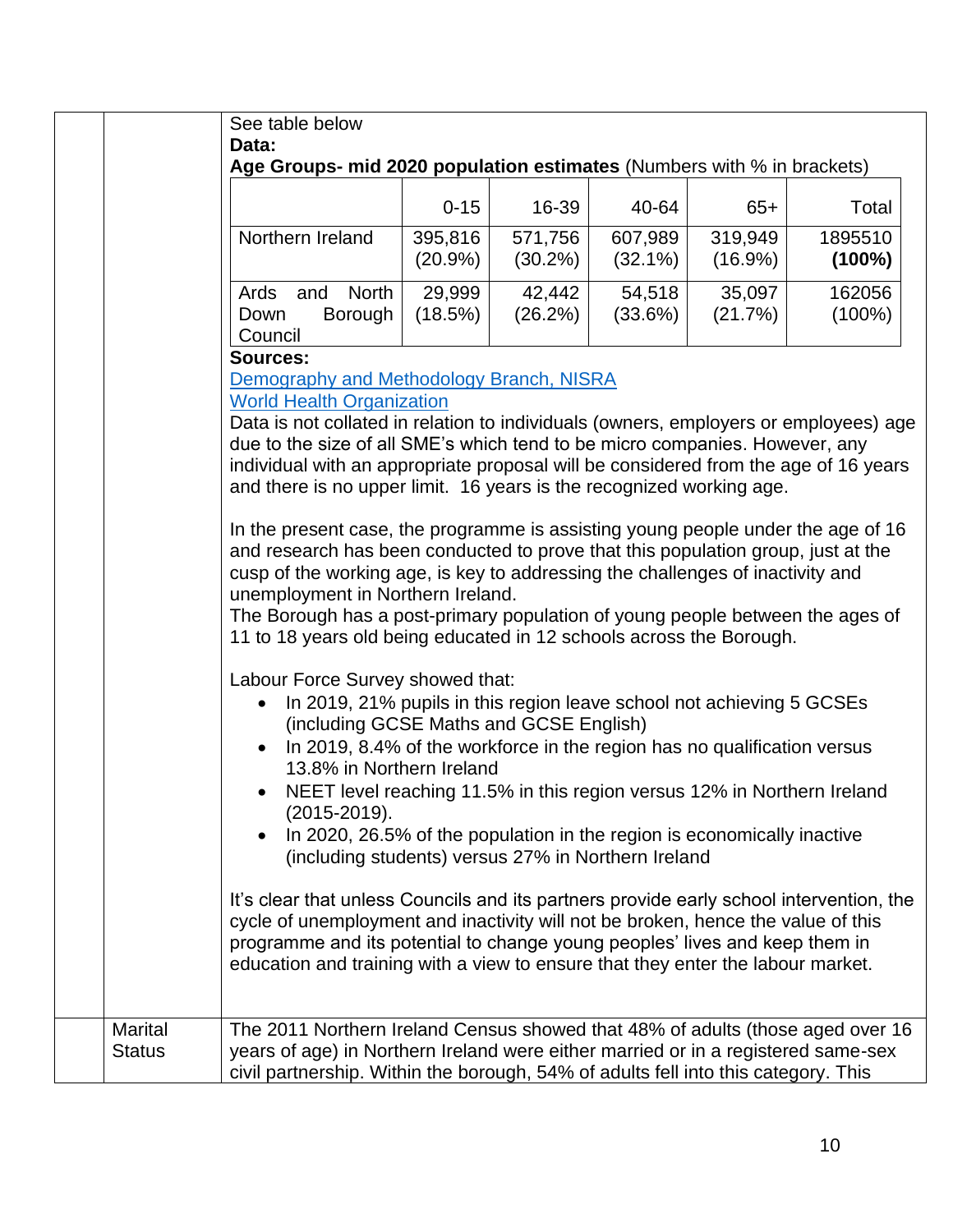See table below

**Data:**

**Age Groups- mid 2020 population estimates** (Numbers with % in brackets)

| | 0-15 | 16-39 | 40-64 | 65+ | Total |
|---|---|---|---|---|---|
| Northern Ireland | 395,816 (20.9%) | 571,756 (30.2%) | 607,989 (32.1%) | 319,949 (16.9%) | 1895510 **(100%)** |
| Ards and North Down Borough Council | 29,999 (18.5%) | 42,442 (26.2%) | 54,518 (33.6%) | 35,097 (21.7%) | 162056 (100%) |

**Sources:**

[Demography and Methodology Branch, NISRA]

[World Health Organization]

Data is not collated in relation to individuals (owners, employers or employees) age due to the size of all SME's which tend to be micro companies. However, any individual with an appropriate proposal will be considered from the age of 16 years and there is no upper limit. 16 years is the recognized working age.

In the present case, the programme is assisting young people under the age of 16 and research has been conducted to prove that this population group, just at the cusp of the working age, is key to addressing the challenges of inactivity and unemployment in Northern Ireland.

The Borough has a post-primary population of young people between the ages of 11 to 18 years old being educated in 12 schools across the Borough.

Labour Force Survey showed that:

- In 2019, 21% pupils in this region leave school not achieving 5 GCSEs (including GCSE Maths and GCSE English)
- In 2019, 8.4% of the workforce in the region has no qualification versus 13.8% in Northern Ireland
- NEET level reaching 11.5% in this region versus 12% in Northern Ireland (2015-2019).
- In 2020, 26.5% of the population in the region is economically inactive (including students) versus 27% in Northern Ireland

It's clear that unless Councils and its partners provide early school intervention, the cycle of unemployment and inactivity will not be broken, hence the value of this programme and its potential to change young peoples' lives and keep them in education and training with a view to ensure that they enter the labour market.

**Marital Status**

The 2011 Northern Ireland Census showed that 48% of adults (those aged over 16 years of age) in Northern Ireland were either married or in a registered same-sex civil partnership. Within the borough, 54% of adults fell into this category. This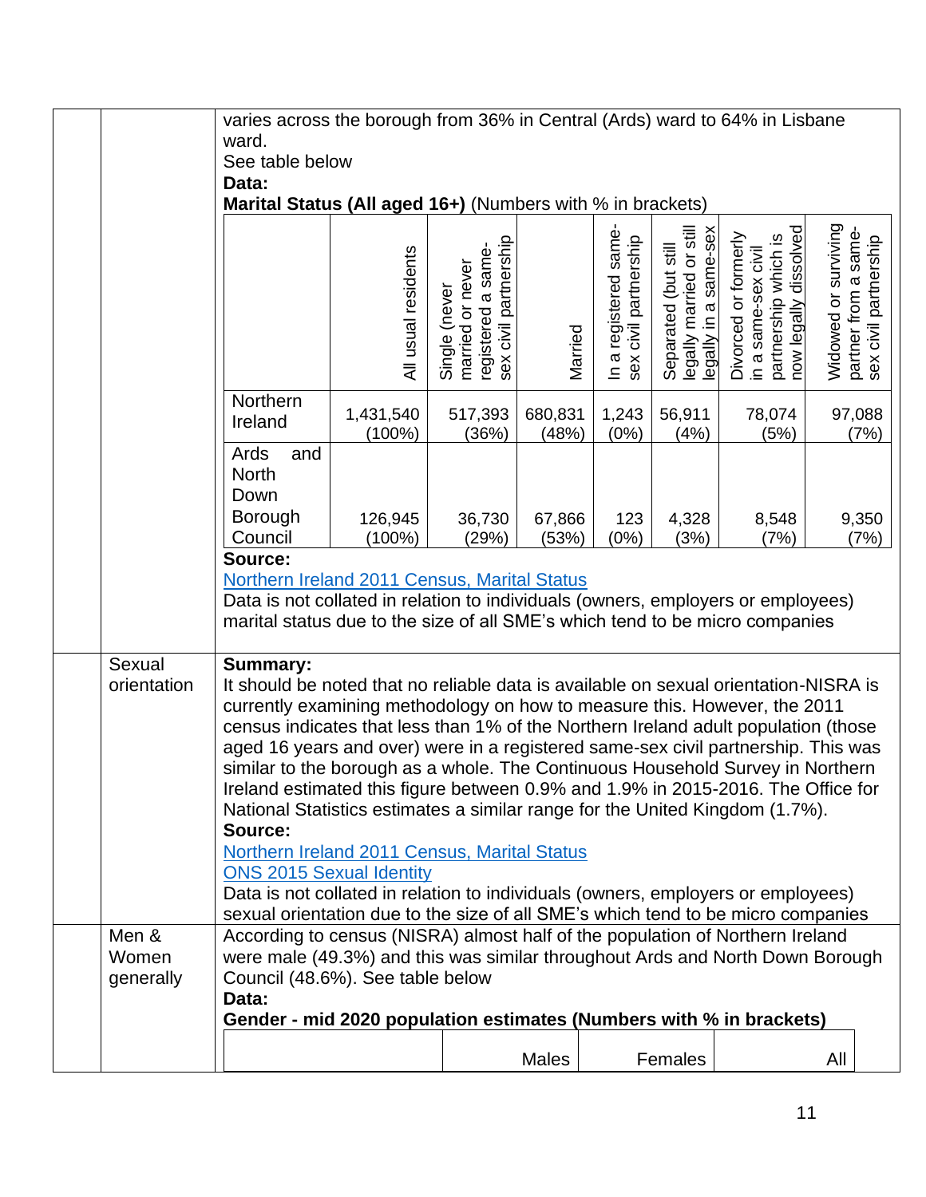varies across the borough from 36% in Central (Ards) ward to 64% in Lisbane ward.

See table below

**Data:**

**Marital Status (All aged 16+)** (Numbers with % in brackets)

| | All usual residents | Single (never married or never registered a same-sex civil partnership | Married | In a registered same-sex civil partnership | Separated (but still legally married or still legally in a same-sex | Divorced or formerly in a same-sex civil partnership which is now legally dissolved | Widowed or surviving partner from a same-sex civil partnership |
|---|---|---|---|---|---|---|---|
| Northern Ireland | 1,431,540 (100%) | 517,393 (36%) | 680,831 (48%) | 1,243 (0%) | 56,911 (4%) | 78,074 (5%) | 97,088 (7%) |
| Ards and North Down Borough Council | 126,945 (100%) | 36,730 (29%) | 67,866 (53%) | 123 (0%) | 4,328 (3%) | 8,548 (7%) | 9,350 (7%) |

**Source:**

Northern Ireland 2011 Census, Marital Status

Data is not collated in relation to individuals (owners, employers or employees) marital status due to the size of all SME's which tend to be micro companies

**Sexual orientation**

**Summary:**

It should be noted that no reliable data is available on sexual orientation-NISRA is currently examining methodology on how to measure this. However, the 2011 census indicates that less than 1% of the Northern Ireland adult population (those aged 16 years and over) were in a registered same-sex civil partnership. This was similar to the borough as a whole. The Continuous Household Survey in Northern Ireland estimated this figure between 0.9% and 1.9% in 2015-2016. The Office for National Statistics estimates a similar range for the United Kingdom (1.7%).

**Source:**

Northern Ireland 2011 Census, Marital Status

ONS 2015 Sexual Identity

Data is not collated in relation to individuals (owners, employers or employees) sexual orientation due to the size of all SME's which tend to be micro companies

**Men & Women generally**

According to census (NISRA) almost half of the population of Northern Ireland were male (49.3%) and this was similar throughout Ards and North Down Borough Council (48.6%). See table below

**Data:**

**Gender - mid 2020 population estimates (Numbers with % in brackets)**

| | Males | Females | All |
|---|---|---|---|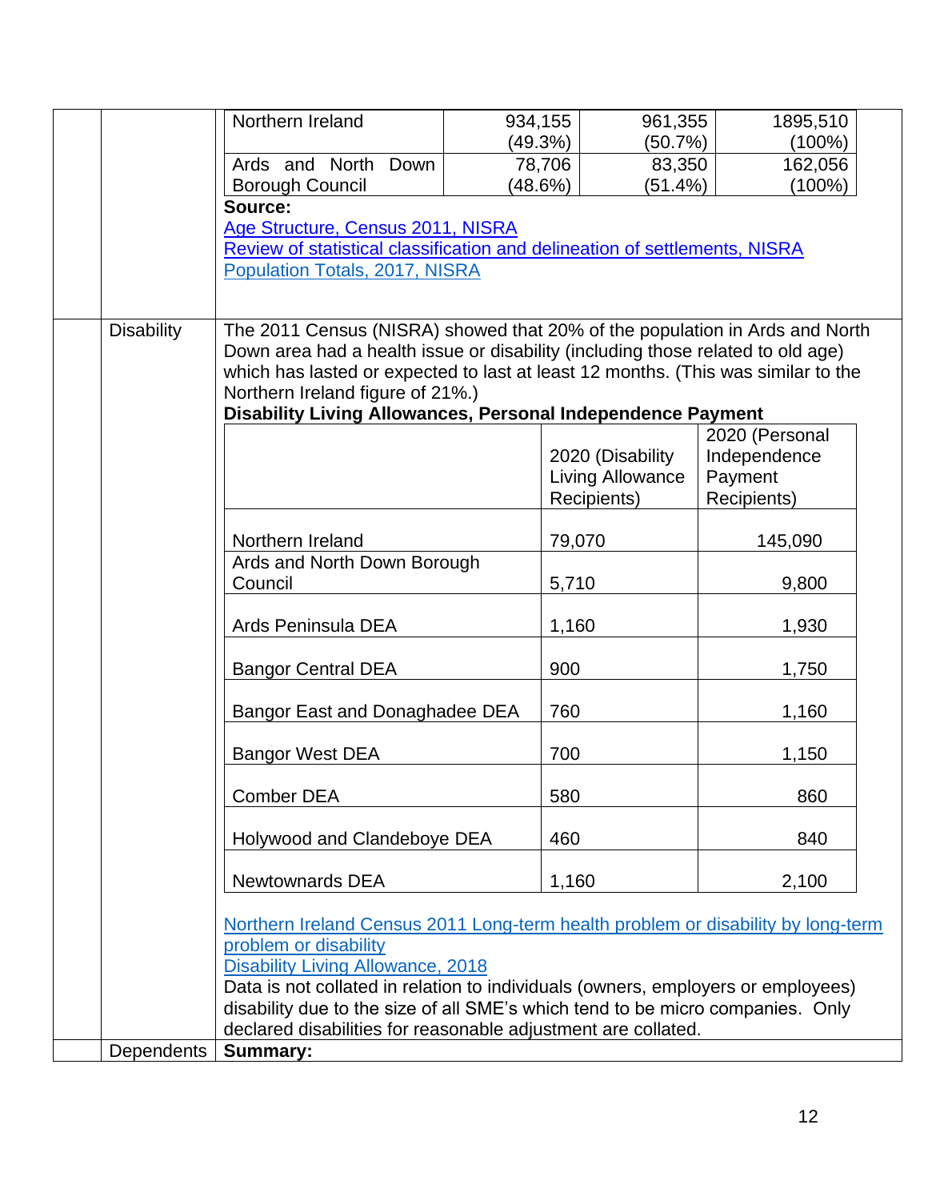| Northern Ireland | 934,155 (49.3%) | 961,355 (50.7%) | 1895,510 (100%) |
|---|---|---|---|
| Ards and North Down Borough Council | 78,706 (48.6%) | 83,350 (51.4%) | 162,056 (100%) |

**Source:**

[Age Structure, Census 2011, NISRA](#)

[Review of statistical classification and delineation of settlements, NISRA](#)

[Population Totals, 2017, NISRA](#)

**Disability**

The 2011 Census (NISRA) showed that 20% of the population in Ards and North Down area had a health issue or disability (including those related to old age) which has lasted or expected to last at least 12 months. (This was similar to the Northern Ireland figure of 21%.)

**Disability Living Allowances, Personal Independence Payment**

| | 2020 (Disability Living Allowance Recipients) | 2020 (Personal Independence Payment Recipients) |
|---|---|---|
| Northern Ireland | 79,070 | 145,090 |
| Ards and North Down Borough Council | 5,710 | 9,800 |
| Ards Peninsula DEA | 1,160 | 1,930 |
| Bangor Central DEA | 900 | 1,750 |
| Bangor East and Donaghadee DEA | 760 | 1,160 |
| Bangor West DEA | 700 | 1,150 |
| Comber DEA | 580 | 860 |
| Holywood and Clandeboye DEA | 460 | 840 |
| Newtownards DEA | 1,160 | 2,100 |

[Northern Ireland Census 2011 Long-term health problem or disability by long-term problem or disability](#)

[Disability Living Allowance, 2018](#)

Data is not collated in relation to individuals (owners, employers or employees) disability due to the size of all SME's which tend to be micro companies. Only declared disabilities for reasonable adjustment are collated.

**Dependents**

**Summary:**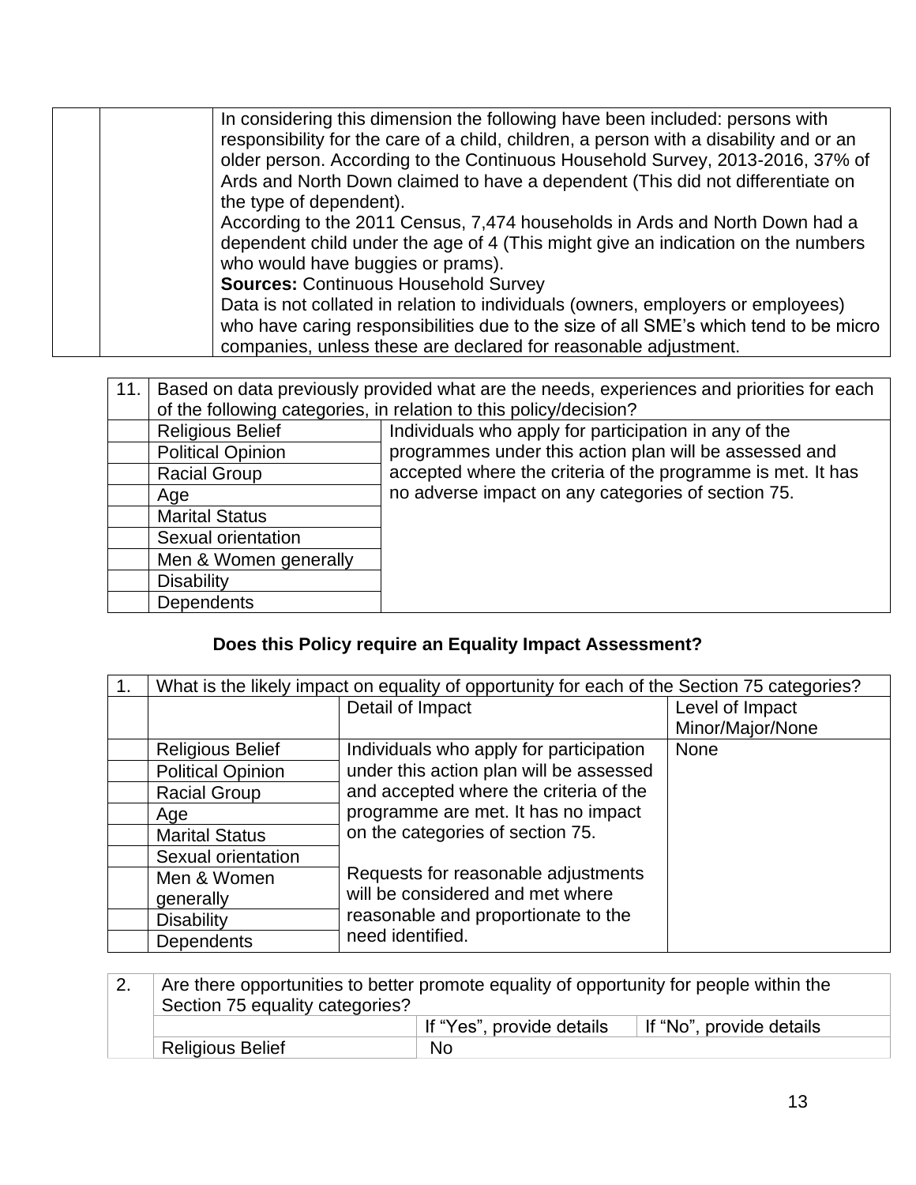| | | |
|---|---|---|
| | | In considering this dimension the following have been included: persons with responsibility for the care of a child, children, a person with a disability and or an older person. According to the Continuous Household Survey, 2013-2016, 37% of Ards and North Down claimed to have a dependent (This did not differentiate on the type of dependent).<br>According to the 2011 Census, 7,474 households in Ards and North Down had a dependent child under the age of 4 (This might give an indication on the numbers who would have buggies or prams).<br>**Sources:** Continuous Household Survey<br>Data is not collated in relation to individuals (owners, employers or employees) who have caring responsibilities due to the size of all SME's which tend to be micro companies, unless these are declared for reasonable adjustment. |

| 11. | Based on data previously provided what are the needs, experiences and priorities for each of the following categories, in relation to this policy/decision? | |
|---|---|---|
| | Religious Belief | Individuals who apply for participation in any of the programmes under this action plan will be assessed and accepted where the criteria of the programme is met. It has no adverse impact on any categories of section 75. |
| | Political Opinion | |
| | Racial Group | |
| | Age | |
| | Marital Status | |
| | Sexual orientation | |
| | Men & Women generally | |
| | Disability | |
| | Dependents | |

## Does this Policy require an Equality Impact Assessment?

| 1. | What is the likely impact on equality of opportunity for each of the Section 75 categories? | | |
|---|---|---|---|
| | | Detail of Impact | Level of Impact Minor/Major/None |
| | Religious Belief | Individuals who apply for participation under this action plan will be assessed and accepted where the criteria of the programme are met. It has no impact on the categories of section 75.<br><br>Requests for reasonable adjustments will be considered and met where reasonable and proportionate to the need identified. | None |
| | Political Opinion | | |
| | Racial Group | | |
| | Age | | |
| | Marital Status | | |
| | Sexual orientation | | |
| | Men & Women generally | | |
| | Disability | | |
| | Dependents | | |

| 2. | Are there opportunities to better promote equality of opportunity for people within the Section 75 equality categories? | | |
|---|---|---|---|
| | | If "Yes", provide details | If "No", provide details |
| | Religious Belief | No | |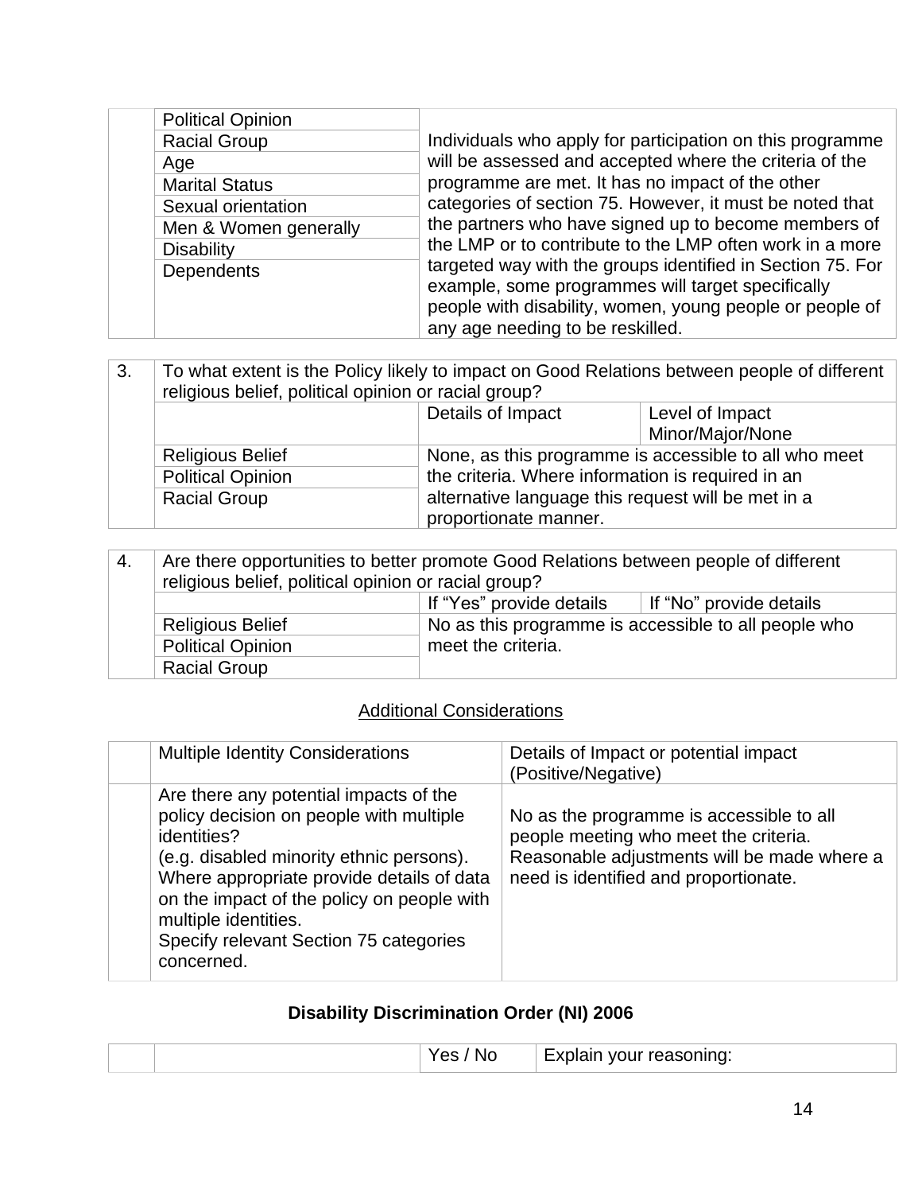| | | |
|---|---|---|
| | Political Opinion | Individuals who apply for participation on this programme will be assessed and accepted where the criteria of the programme are met. It has no impact of the other categories of section 75. However, it must be noted that the partners who have signed up to become members of the LMP or to contribute to the LMP often work in a more targeted way with the groups identified in Section 75. For example, some programmes will target specifically people with disability, women, young people or people of any age needing to be reskilled. |
| | Racial Group | |
| | Age | |
| | Marital Status | |
| | Sexual orientation | |
| | Men & Women generally | |
| | Disability | |
| | Dependents | |

| | | | |
|---|---|---|---|
| 3. | To what extent is the Policy likely to impact on Good Relations between people of different religious belief, political opinion or racial group? | | |
| | | Details of Impact | Level of Impact Minor/Major/None |
| | Religious Belief | None, as this programme is accessible to all who meet the criteria. Where information is required in an alternative language this request will be met in a proportionate manner. | |
| | Political Opinion | | |
| | Racial Group | | |

| | | | |
|---|---|---|---|
| 4. | Are there opportunities to better promote Good Relations between people of different religious belief, political opinion or racial group? | | |
| | | If "Yes" provide details | If "No" provide details |
| | Religious Belief | No as this programme is accessible to all people who meet the criteria. | |
| | Political Opinion | | |
| | Racial Group | | |

<u>Additional Considerations</u>

| | Multiple Identity Considerations | Details of Impact or potential impact (Positive/Negative) |
|---|---|---|
| | Are there any potential impacts of the policy decision on people with multiple identities?<br>(e.g. disabled minority ethnic persons).<br>Where appropriate provide details of data on the impact of the policy on people with multiple identities.<br>Specify relevant Section 75 categories concerned. | No as the programme is accessible to all people meeting who meet the criteria. Reasonable adjustments will be made where a need is identified and proportionate. |

**Disability Discrimination Order (NI) 2006**

| | | Yes / No | Explain your reasoning: |
|---|---|---|---|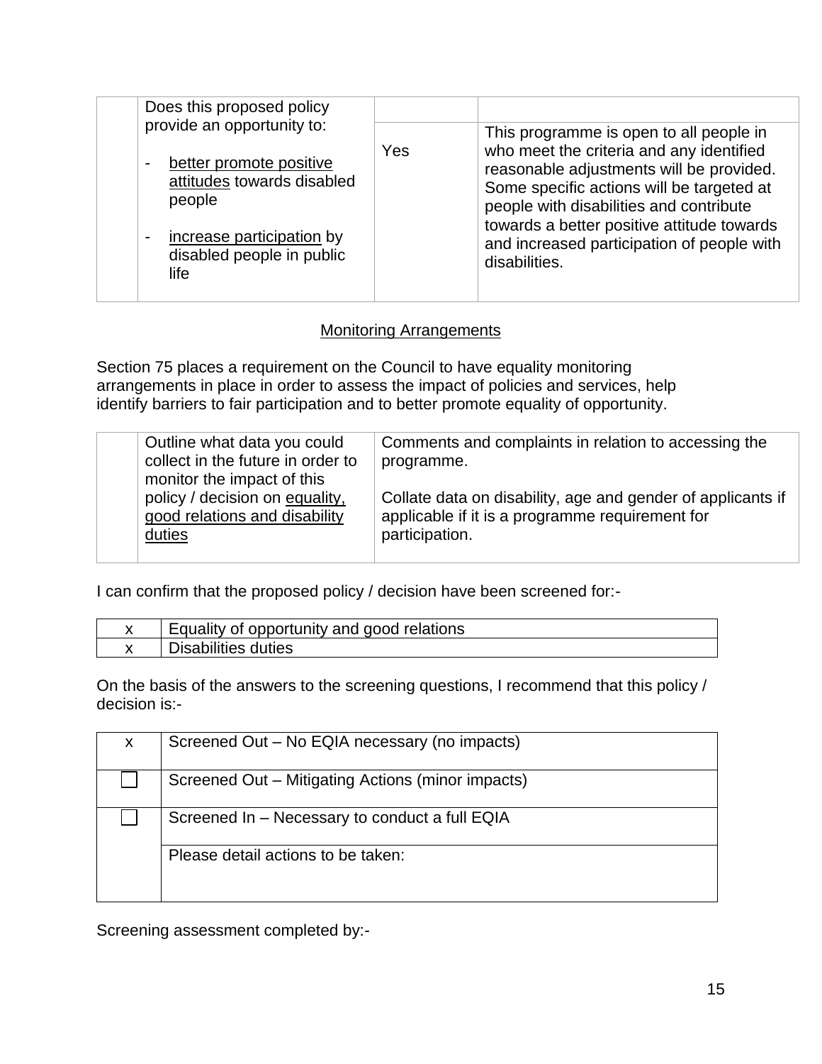| | Does this proposed policy provide an opportunity to:<br><br>- better promote positive attitudes towards disabled people<br><br>- increase participation by disabled people in public life | | |
|---|---|---|---|
| | | Yes | This programme is open to all people in who meet the criteria and any identified reasonable adjustments will be provided. Some specific actions will be targeted at people with disabilities and contribute towards a better positive attitude towards and increased participation of people with disabilities. |

Monitoring Arrangements

Section 75 places a requirement on the Council to have equality monitoring arrangements in place in order to assess the impact of policies and services, help identify barriers to fair participation and to better promote equality of opportunity.

| | Outline what data you could collect in the future in order to monitor the impact of this policy / decision on equality, good relations and disability duties | Comments and complaints in relation to accessing the programme.<br><br>Collate data on disability, age and gender of applicants if applicable if it is a programme requirement for participation. |
|---|---|---|

I can confirm that the proposed policy / decision have been screened for:-

| | |
|---|---|
| x | Equality of opportunity and good relations |
| x | Disabilities duties |

On the basis of the answers to the screening questions, I recommend that this policy / decision is:-

| | |
|---|---|
| x | Screened Out – No EQIA necessary (no impacts) |
| ☐ | Screened Out – Mitigating Actions (minor impacts) |
| ☐ | Screened In – Necessary to conduct a full EQIA |
| | Please detail actions to be taken: |

Screening assessment completed by:-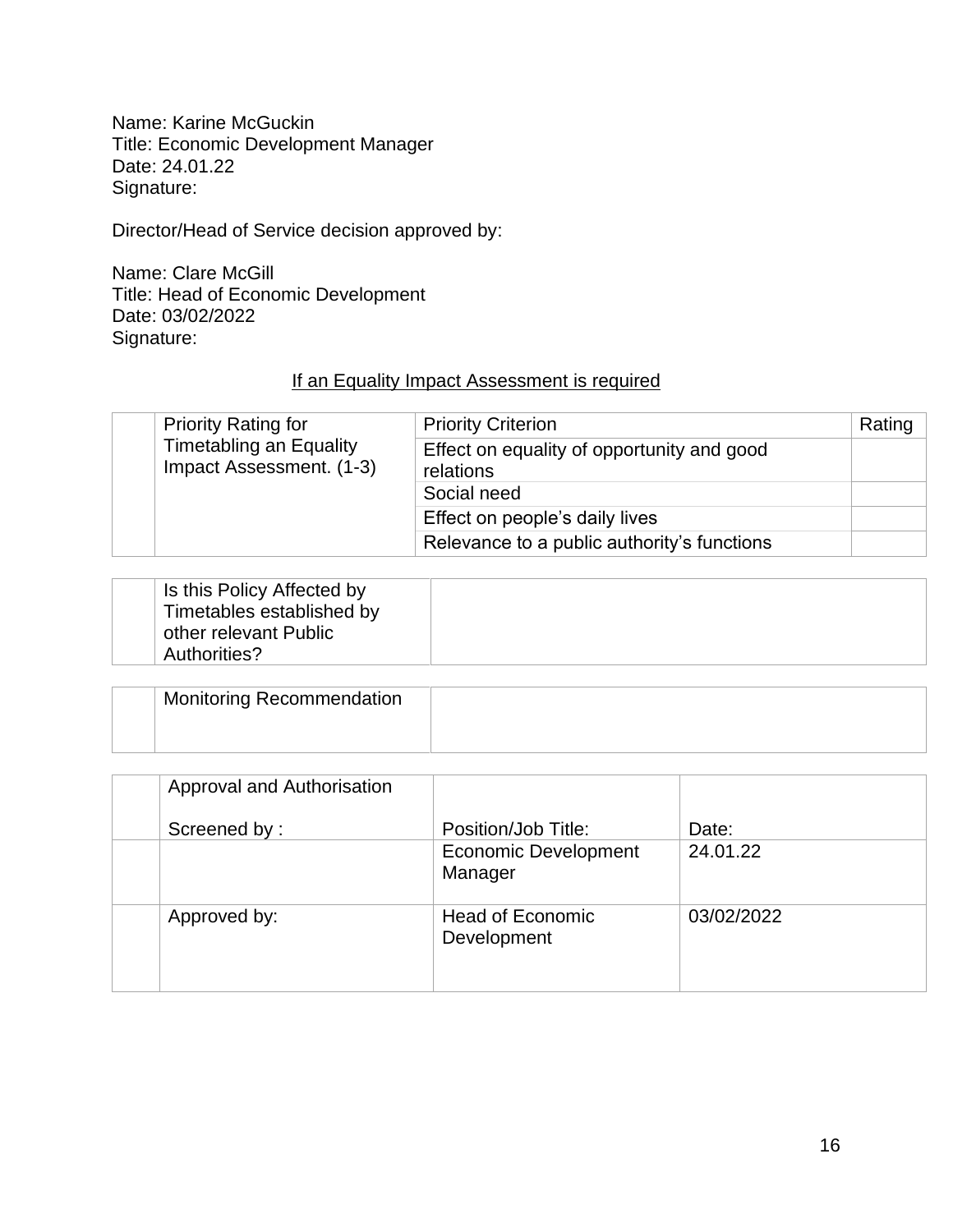Name: Karine McGuckin
Title: Economic Development Manager
Date: 24.01.22
Signature:

Director/Head of Service decision approved by:

Name: Clare McGill
Title: Head of Economic Development
Date: 03/02/2022
Signature:

<u>If an Equality Impact Assessment is required</u>

| | | | |
|---|---|---|---|
| | Priority Rating for Timetabling an Equality Impact Assessment. (1-3) | Priority Criterion | Rating |
| | | Effect on equality of opportunity and good relations | |
| | | Social need | |
| | | Effect on people's daily lives | |
| | | Relevance to a public authority's functions | |

| | | |
|---|---|---|
| | Is this Policy Affected by Timetables established by other relevant Public Authorities? | |

| | | |
|---|---|---|
| | Monitoring Recommendation | |

| | | | |
|---|---|---|---|
| | Approval and Authorisation<br><br>Screened by : | Position/Job Title: | Date: |
| | | Economic Development Manager | 24.01.22 |
| | Approved by: | Head of Economic Development | 03/02/2022 |